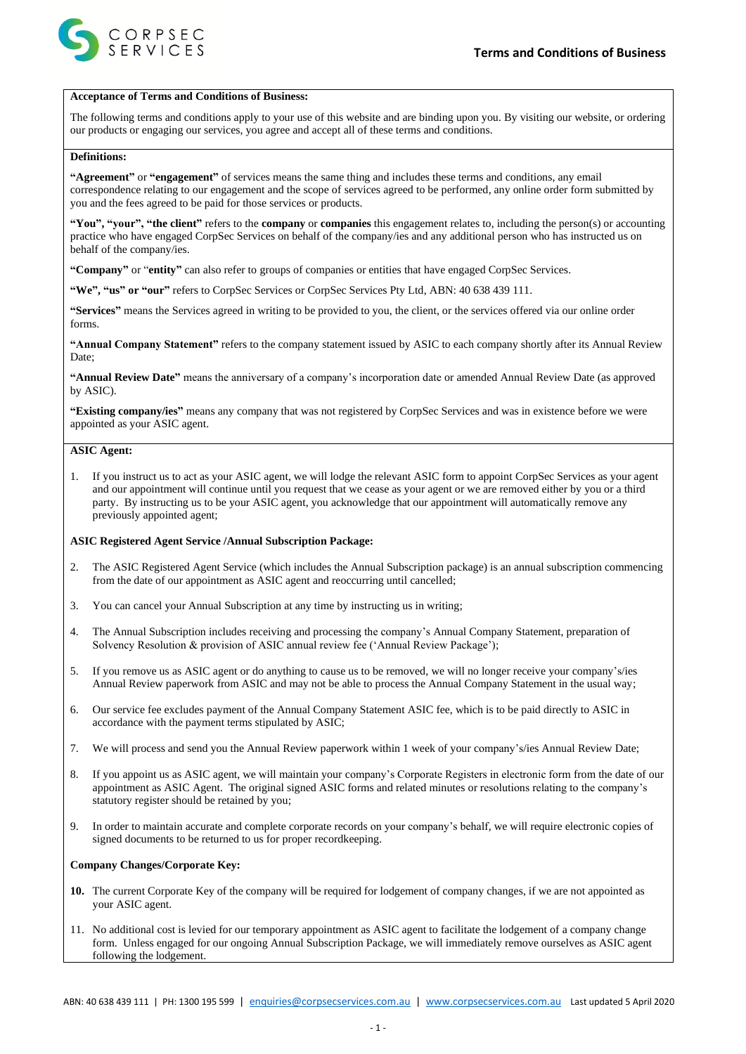# Terms and Conditions of Business

**Acceptance of Terms and Conditions of Business:**

The following terms and conditions apply to your use of this website and are binding upon you. By visiting our website, or ordering our products or engaging our services, you agree and accept all of these terms and conditions.

**Definitions:**

**"Agreement"** or **"engagement"** of services means the same thing and includes these terms and conditions, any email correspondence relating to our engagement and the scope of services agreed to be performed, any online order form submitted by you and the fees agreed to be paid for those services or products.

**"You", "your", "the client"** refers to the **company** or **companies** this engagement relates to, including the person(s) or accounting practice who have engaged CorpSec Services on behalf of the company/ies and any additional person who has instructed us on behalf of the company/ies.

**"Company"** or "**entity"** can also refer to groups of companies or entities that have engaged CorpSec Services.

**"We", "us" or "our"** refers to CorpSec Services or CorpSec Services Pty Ltd, ABN: 40 638 439 111.

**"Services"** means the Services agreed in writing to be provided to you, the client, or the services offered via our online order forms.

**"Annual Company Statement"** refers to the company statement issued by ASIC to each company shortly after its Annual Review Date;

**"Annual Review Date"** means the anniversary of a company's incorporation date or amended Annual Review Date (as approved by ASIC).

**"Existing company/ies"** means any company that was not registered by CorpSec Services and was in existence before we were appointed as your ASIC agent.

**ASIC Agent:**

1. If you instruct us to act as your ASIC agent, we will lodge the relevant ASIC form to appoint CorpSec Services as your agent and our appointment will continue until you request that we cease as your agent or we are removed either by you or a third party. By instructing us to be your ASIC agent, you acknowledge that our appointment will automatically remove any previously appointed agent;

**ASIC Registered Agent Service /Annual Subscription Package:**

2. The ASIC Registered Agent Service (which includes the Annual Subscription package) is an annual subscription commencing from the date of our appointment as ASIC agent and reoccurring until cancelled;
3. You can cancel your Annual Subscription at any time by instructing us in writing;
4. The Annual Subscription includes receiving and processing the company's Annual Company Statement, preparation of Solvency Resolution & provision of ASIC annual review fee ('Annual Review Package');
5. If you remove us as ASIC agent or do anything to cause us to be removed, we will no longer receive your company's/ies Annual Review paperwork from ASIC and may not be able to process the Annual Company Statement in the usual way;
6. Our service fee excludes payment of the Annual Company Statement ASIC fee, which is to be paid directly to ASIC in accordance with the payment terms stipulated by ASIC;
7. We will process and send you the Annual Review paperwork within 1 week of your company's/ies Annual Review Date;
8. If you appoint us as ASIC agent, we will maintain your company's Corporate Registers in electronic form from the date of our appointment as ASIC Agent. The original signed ASIC forms and related minutes or resolutions relating to the company's statutory register should be retained by you;
9. In order to maintain accurate and complete corporate records on your company's behalf, we will require electronic copies of signed documents to be returned to us for proper recordkeeping.

**Company Changes/Corporate Key:**

10. The current Corporate Key of the company will be required for lodgement of company changes, if we are not appointed as your ASIC agent.
11. No additional cost is levied for our temporary appointment as ASIC agent to facilitate the lodgement of a company change form. Unless engaged for our ongoing Annual Subscription Package, we will immediately remove ourselves as ASIC agent following the lodgement.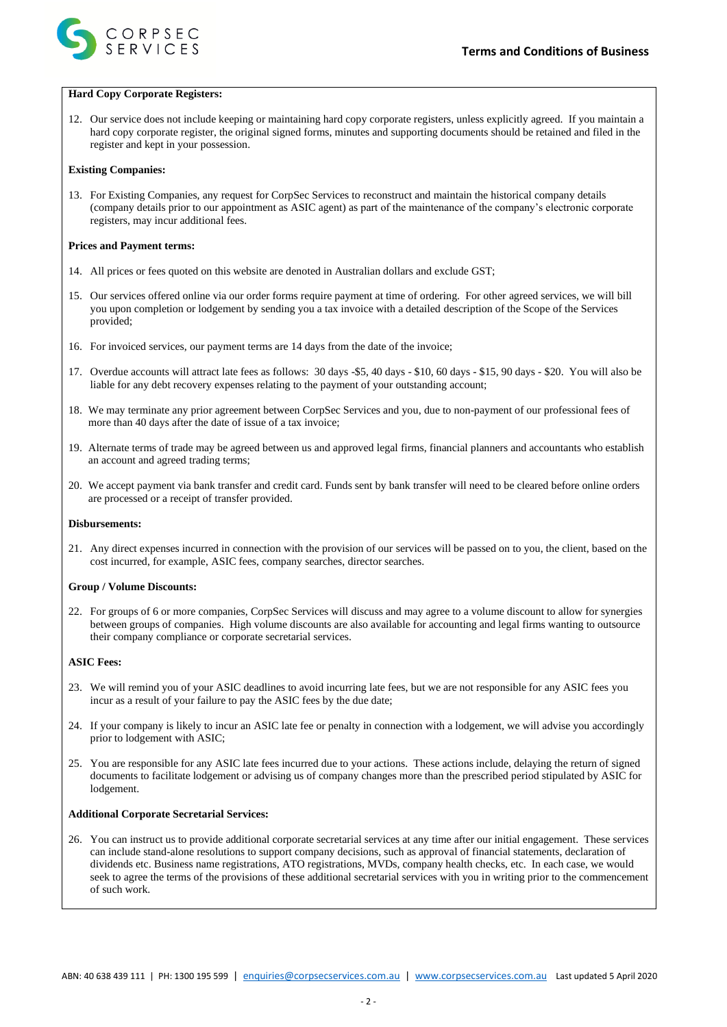**Hard Copy Corporate Registers:**

12. Our service does not include keeping or maintaining hard copy corporate registers, unless explicitly agreed. If you maintain a hard copy corporate register, the original signed forms, minutes and supporting documents should be retained and filed in the register and kept in your possession.

**Existing Companies:**

13. For Existing Companies, any request for CorpSec Services to reconstruct and maintain the historical company details (company details prior to our appointment as ASIC agent) as part of the maintenance of the company's electronic corporate registers, may incur additional fees.

**Prices and Payment terms:**

14. All prices or fees quoted on this website are denoted in Australian dollars and exclude GST;

15. Our services offered online via our order forms require payment at time of ordering. For other agreed services, we will bill you upon completion or lodgement by sending you a tax invoice with a detailed description of the Scope of the Services provided;

16. For invoiced services, our payment terms are 14 days from the date of the invoice;

17. Overdue accounts will attract late fees as follows: 30 days -$5, 40 days - $10, 60 days - $15, 90 days - $20. You will also be liable for any debt recovery expenses relating to the payment of your outstanding account;

18. We may terminate any prior agreement between CorpSec Services and you, due to non-payment of our professional fees of more than 40 days after the date of issue of a tax invoice;

19. Alternate terms of trade may be agreed between us and approved legal firms, financial planners and accountants who establish an account and agreed trading terms;

20. We accept payment via bank transfer and credit card. Funds sent by bank transfer will need to be cleared before online orders are processed or a receipt of transfer provided.

**Disbursements:**

21. Any direct expenses incurred in connection with the provision of our services will be passed on to you, the client, based on the cost incurred, for example, ASIC fees, company searches, director searches.

**Group / Volume Discounts:**

22. For groups of 6 or more companies, CorpSec Services will discuss and may agree to a volume discount to allow for synergies between groups of companies. High volume discounts are also available for accounting and legal firms wanting to outsource their company compliance or corporate secretarial services.

**ASIC Fees:**

23. We will remind you of your ASIC deadlines to avoid incurring late fees, but we are not responsible for any ASIC fees you incur as a result of your failure to pay the ASIC fees by the due date;

24. If your company is likely to incur an ASIC late fee or penalty in connection with a lodgement, we will advise you accordingly prior to lodgement with ASIC;

25. You are responsible for any ASIC late fees incurred due to your actions. These actions include, delaying the return of signed documents to facilitate lodgement or advising us of company changes more than the prescribed period stipulated by ASIC for lodgement.

**Additional Corporate Secretarial Services:**

26. You can instruct us to provide additional corporate secretarial services at any time after our initial engagement. These services can include stand-alone resolutions to support company decisions, such as approval of financial statements, declaration of dividends etc. Business name registrations, ATO registrations, MVDs, company health checks, etc. In each case, we would seek to agree the terms of the provisions of these additional secretarial services with you in writing prior to the commencement of such work.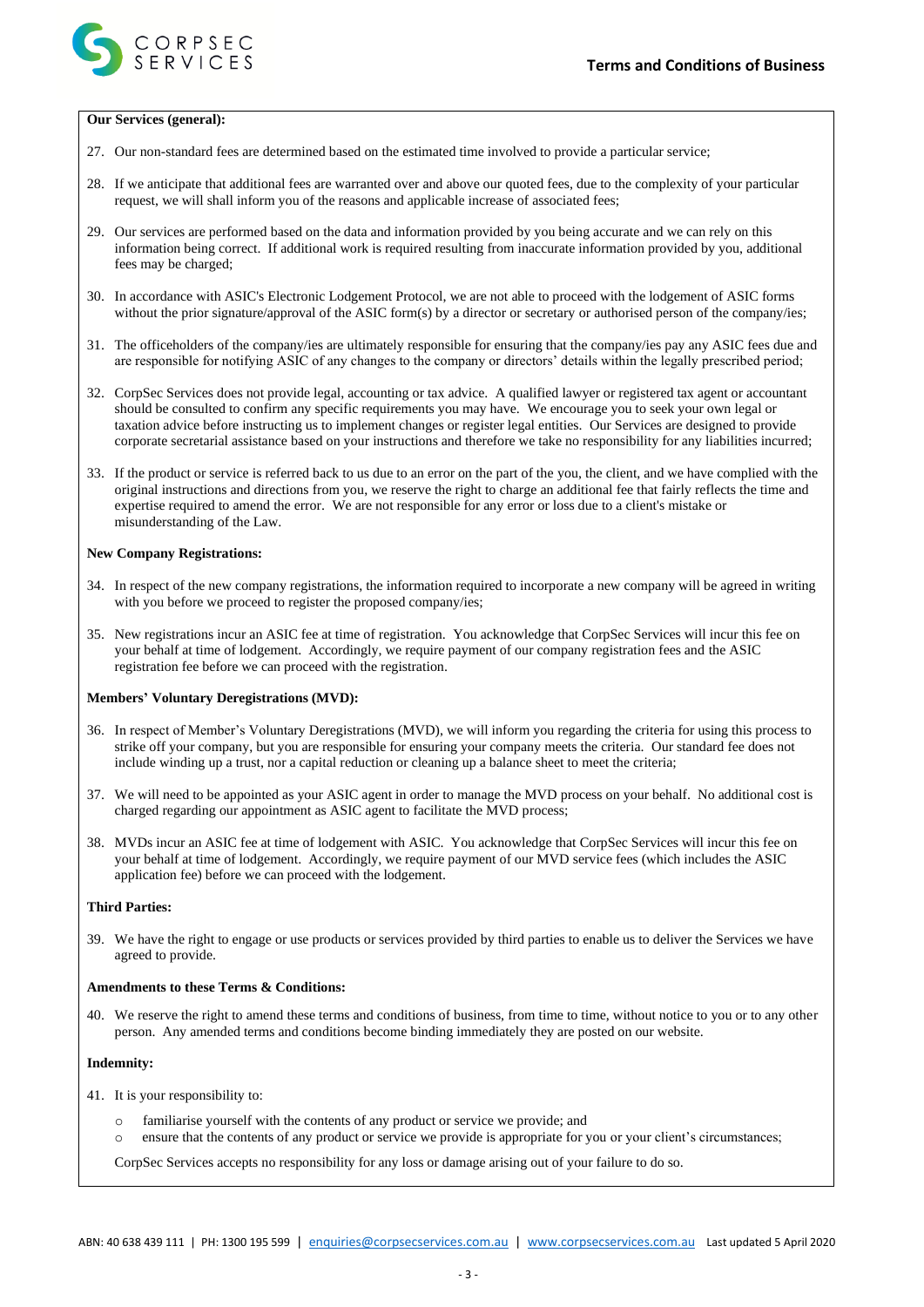**Our Services (general):**

27. Our non-standard fees are determined based on the estimated time involved to provide a particular service;

28. If we anticipate that additional fees are warranted over and above our quoted fees, due to the complexity of your particular request, we will shall inform you of the reasons and applicable increase of associated fees;

29. Our services are performed based on the data and information provided by you being accurate and we can rely on this information being correct. If additional work is required resulting from inaccurate information provided by you, additional fees may be charged;

30. In accordance with ASIC's Electronic Lodgement Protocol, we are not able to proceed with the lodgement of ASIC forms without the prior signature/approval of the ASIC form(s) by a director or secretary or authorised person of the company/ies;

31. The officeholders of the company/ies are ultimately responsible for ensuring that the company/ies pay any ASIC fees due and are responsible for notifying ASIC of any changes to the company or directors' details within the legally prescribed period;

32. CorpSec Services does not provide legal, accounting or tax advice. A qualified lawyer or registered tax agent or accountant should be consulted to confirm any specific requirements you may have. We encourage you to seek your own legal or taxation advice before instructing us to implement changes or register legal entities. Our Services are designed to provide corporate secretarial assistance based on your instructions and therefore we take no responsibility for any liabilities incurred;

33. If the product or service is referred back to us due to an error on the part of the you, the client, and we have complied with the original instructions and directions from you, we reserve the right to charge an additional fee that fairly reflects the time and expertise required to amend the error. We are not responsible for any error or loss due to a client's mistake or misunderstanding of the Law.

**New Company Registrations:**

34. In respect of the new company registrations, the information required to incorporate a new company will be agreed in writing with you before we proceed to register the proposed company/ies;

35. New registrations incur an ASIC fee at time of registration. You acknowledge that CorpSec Services will incur this fee on your behalf at time of lodgement. Accordingly, we require payment of our company registration fees and the ASIC registration fee before we can proceed with the registration.

**Members' Voluntary Deregistrations (MVD):**

36. In respect of Member's Voluntary Deregistrations (MVD), we will inform you regarding the criteria for using this process to strike off your company, but you are responsible for ensuring your company meets the criteria. Our standard fee does not include winding up a trust, nor a capital reduction or cleaning up a balance sheet to meet the criteria;

37. We will need to be appointed as your ASIC agent in order to manage the MVD process on your behalf. No additional cost is charged regarding our appointment as ASIC agent to facilitate the MVD process;

38. MVDs incur an ASIC fee at time of lodgement with ASIC. You acknowledge that CorpSec Services will incur this fee on your behalf at time of lodgement. Accordingly, we require payment of our MVD service fees (which includes the ASIC application fee) before we can proceed with the lodgement.

**Third Parties:**

39. We have the right to engage or use products or services provided by third parties to enable us to deliver the Services we have agreed to provide.

**Amendments to these Terms & Conditions:**

40. We reserve the right to amend these terms and conditions of business, from time to time, without notice to you or to any other person. Any amended terms and conditions become binding immediately they are posted on our website.

**Indemnity:**

41. It is your responsibility to:
    - familiarise yourself with the contents of any product or service we provide; and
    - ensure that the contents of any product or service we provide is appropriate for you or your client's circumstances;

    CorpSec Services accepts no responsibility for any loss or damage arising out of your failure to do so.